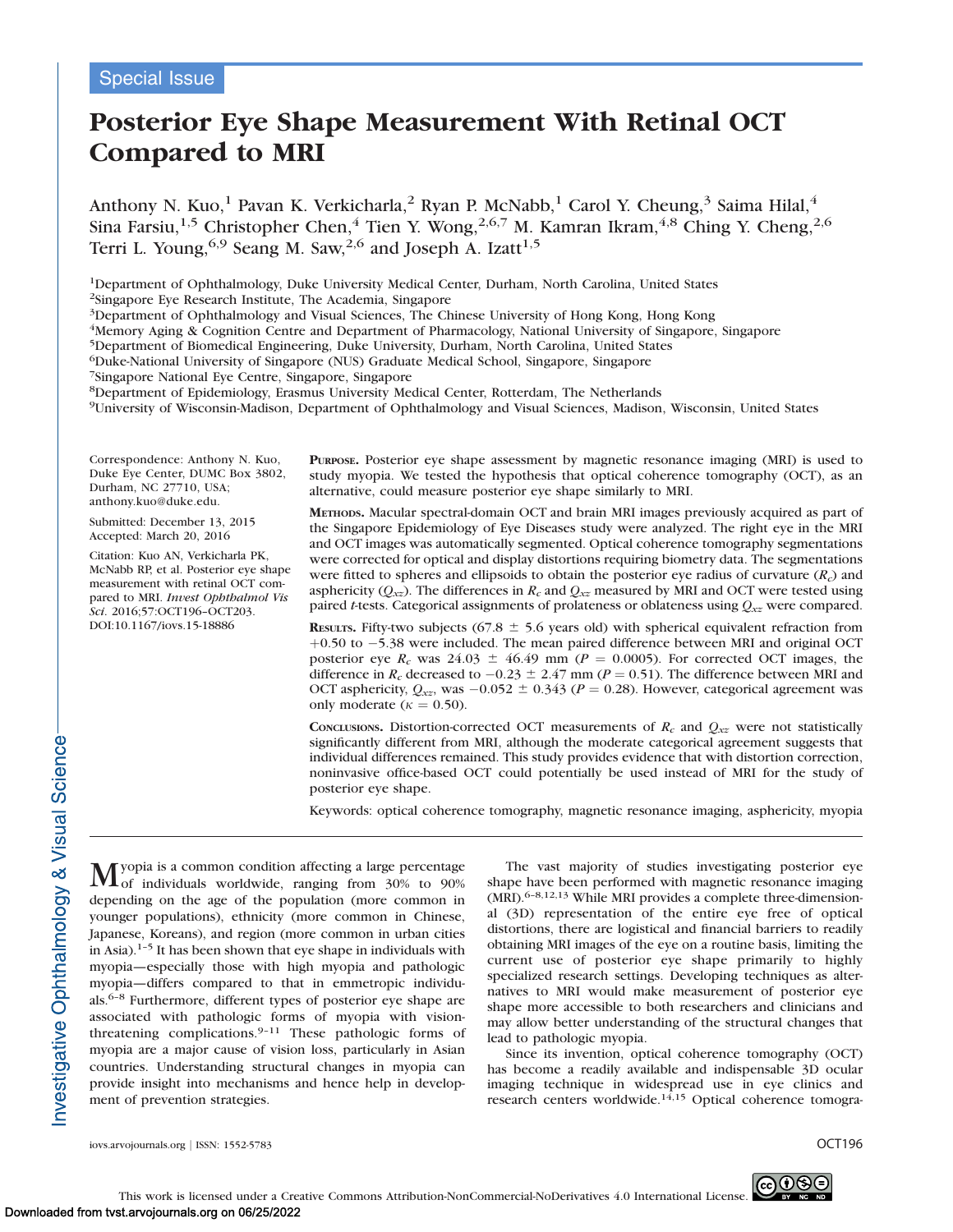Special Issue

# Posterior Eye Shape Measurement With Retinal OCT Compared to MRI

Anthony N. Kuo,[1] Pavan K. Verkicharla,[2] Ryan P. McNabb,[1] Carol Y. Cheung,[3] Saima Hilal,[4] Sina Farsiu,[1,5] Christopher Chen,[4] Tien Y. Wong,[2,6,7] M. Kamran Ikram,[4,8] Ching Y. Cheng,[2,6] Terri L. Young,[6,9] Seang M. Saw,[2,6] and Joseph A. Izatt[1,5]

[1]Department of Ophthalmology, Duke University Medical Center, Durham, North Carolina, United States
[2]Singapore Eye Research Institute, The Academia, Singapore
[3]Department of Ophthalmology and Visual Sciences, The Chinese University of Hong Kong, Hong Kong
[4]Memory Aging & Cognition Centre and Department of Pharmacology, National University of Singapore, Singapore
[5]Department of Biomedical Engineering, Duke University, Durham, North Carolina, United States
[6]Duke-National University of Singapore (NUS) Graduate Medical School, Singapore, Singapore
[7]Singapore National Eye Centre, Singapore, Singapore
[8]Department of Epidemiology, Erasmus University Medical Center, Rotterdam, The Netherlands
[9]University of Wisconsin-Madison, Department of Ophthalmology and Visual Sciences, Madison, Wisconsin, United States

Correspondence: Anthony N. Kuo, Duke Eye Center, DUMC Box 3802, Durham, NC 27710, USA; anthony.kuo@duke.edu.

Submitted: December 13, 2015
Accepted: March 20, 2016

Citation: Kuo AN, Verkicharla PK, McNabb RP, et al. Posterior eye shape measurement with retinal OCT compared to MRI. *Invest Ophthalmol Vis Sci*. 2016;57:OCT196–OCT203. DOI:10.1167/iovs.15-18886

**Purpose.** Posterior eye shape assessment by magnetic resonance imaging (MRI) is used to study myopia. We tested the hypothesis that optical coherence tomography (OCT), as an alternative, could measure posterior eye shape similarly to MRI.

**Methods.** Macular spectral-domain OCT and brain MRI images previously acquired as part of the Singapore Epidemiology of Eye Diseases study were analyzed. The right eye in the MRI and OCT images was automatically segmented. Optical coherence tomography segmentations were corrected for optical and display distortions requiring biometry data. The segmentations were fitted to spheres and ellipsoids to obtain the posterior eye radius of curvature ($R_c$) and asphericity ($Q_{xz}$). The differences in $R_c$ and $Q_{xz}$ measured by MRI and OCT were tested using paired *t*-tests. Categorical assignments of prolateness or oblateness using $Q_{xz}$ were compared.

**Results.** Fifty-two subjects (67.8 ± 5.6 years old) with spherical equivalent refraction from +0.50 to −5.38 were included. The mean paired difference between MRI and original OCT posterior eye $R_c$ was 24.03 ± 46.49 mm ($P = 0.0005$). For corrected OCT images, the difference in $R_c$ decreased to −0.23 ± 2.47 mm ($P = 0.51$). The difference between MRI and OCT asphericity, $Q_{xz}$, was −0.052 ± 0.343 ($P = 0.28$). However, categorical agreement was only moderate ($\kappa = 0.50$).

**Conclusions.** Distortion-corrected OCT measurements of $R_c$ and $Q_{xz}$ were not statistically significantly different from MRI, although the moderate categorical agreement suggests that individual differences remained. This study provides evidence that with distortion correction, noninvasive office-based OCT could potentially be used instead of MRI for the study of posterior eye shape.

Keywords: optical coherence tomography, magnetic resonance imaging, asphericity, myopia

Myopia is a common condition affecting a large percentage of individuals worldwide, ranging from 30% to 90% depending on the age of the population (more common in younger populations), ethnicity (more common in Chinese, Japanese, Koreans), and region (more common in urban cities in Asia).[1–5] It has been shown that eye shape in individuals with myopia—especially those with high myopia and pathologic myopia—differs compared to that in emmetropic individuals.[6–8] Furthermore, different types of posterior eye shape are associated with pathologic forms of myopia with vision-threatening complications.[9–11] These pathologic forms of myopia are a major cause of vision loss, particularly in Asian countries. Understanding structural changes in myopia can provide insight into mechanisms and hence help in development of prevention strategies.

The vast majority of studies investigating posterior eye shape have been performed with magnetic resonance imaging (MRI).[6–8,12,13] While MRI provides a complete three-dimensional (3D) representation of the entire eye free of optical distortions, there are logistical and financial barriers to readily obtaining MRI images of the eye on a routine basis, limiting the current use of posterior eye shape primarily to highly specialized research settings. Developing techniques as alternatives to MRI would make measurement of posterior eye shape more accessible to both researchers and clinicians and may allow better understanding of the structural changes that lead to pathologic myopia.

Since its invention, optical coherence tomography (OCT) has become a readily available and indispensable 3D ocular imaging technique in widespread use in eye clinics and research centers worldwide.[14,15] Optical coherence tomogra-

This work is licensed under a Creative Commons Attribution-NonCommercial-NoDerivatives 4.0 International License.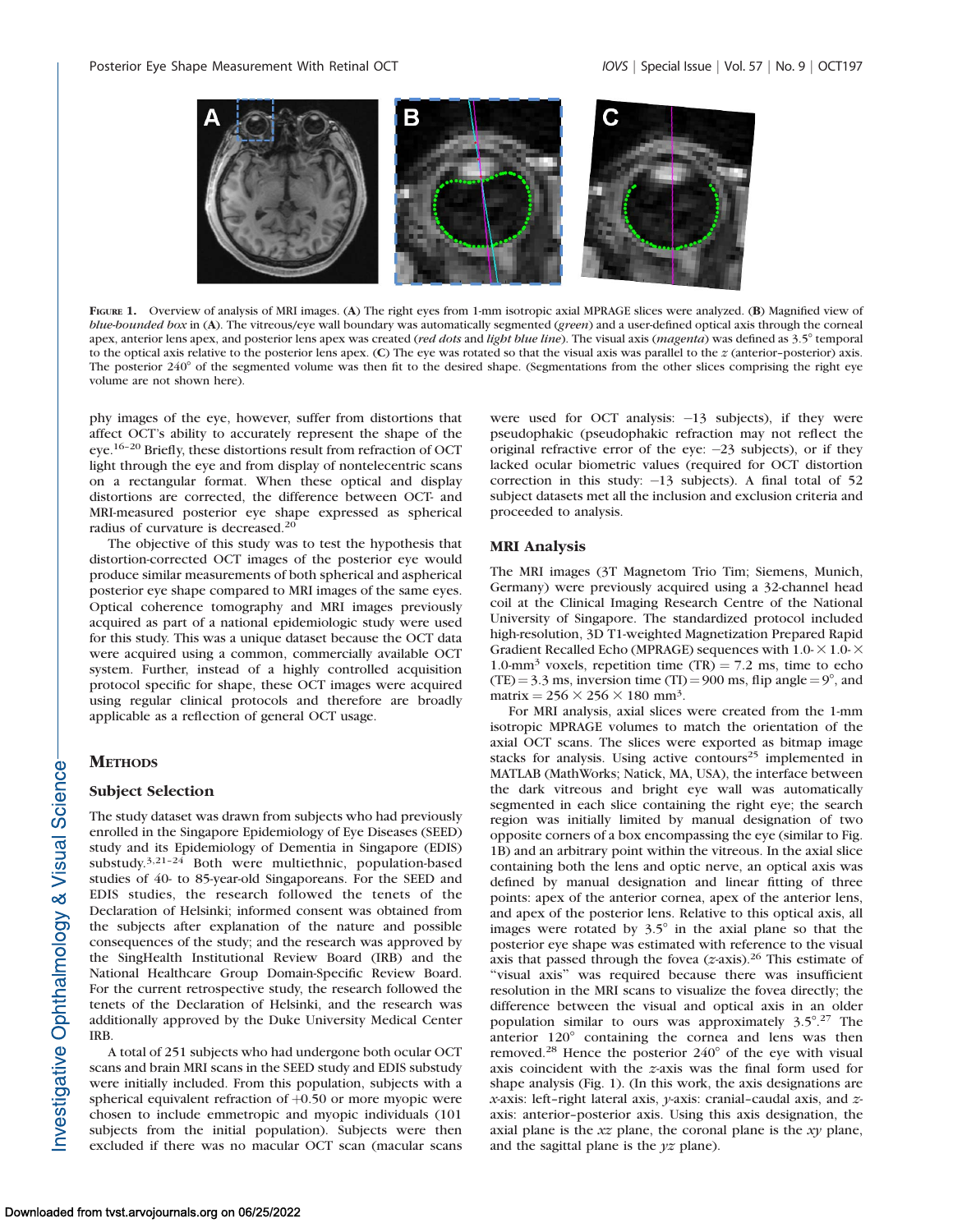FIGURE 1. Overview of analysis of MRI images. (**A**) The right eyes from 1-mm isotropic axial MPRAGE slices were analyzed. (**B**) Magnified view of *blue-bounded box* in (**A**). The vitreous/eye wall boundary was automatically segmented (*green*) and a user-defined optical axis through the corneal apex, anterior lens apex, and posterior lens apex was created (*red dots* and *light blue line*). The visual axis (*magenta*) was defined as 3.5° temporal to the optical axis relative to the posterior lens apex. (**C**) The eye was rotated so that the visual axis was parallel to the *z* (anterior–posterior) axis. The posterior 240° of the segmented volume was then fit to the desired shape. (Segmentations from the other slices comprising the right eye volume are not shown here).

phy images of the eye, however, suffer from distortions that affect OCT's ability to accurately represent the shape of the eye.[16–20] Briefly, these distortions result from refraction of OCT light through the eye and from display of nontelecentric scans on a rectangular format. When these optical and display distortions are corrected, the difference between OCT- and MRI-measured posterior eye shape expressed as spherical radius of curvature is decreased.[20]

The objective of this study was to test the hypothesis that distortion-corrected OCT images of the posterior eye would produce similar measurements of both spherical and aspherical posterior eye shape compared to MRI images of the same eyes. Optical coherence tomography and MRI images previously acquired as part of a national epidemiologic study were used for this study. This was a unique dataset because the OCT data were acquired using a common, commercially available OCT system. Further, instead of a highly controlled acquisition protocol specific for shape, these OCT images were acquired using regular clinical protocols and therefore are broadly applicable as a reflection of general OCT usage.

## METHODS

### Subject Selection

The study dataset was drawn from subjects who had previously enrolled in the Singapore Epidemiology of Eye Diseases (SEED) study and its Epidemiology of Dementia in Singapore (EDIS) substudy.[3,21–24] Both were multiethnic, population-based studies of 40- to 85-year-old Singaporeans. For the SEED and EDIS studies, the research followed the tenets of the Declaration of Helsinki; informed consent was obtained from the subjects after explanation of the nature and possible consequences of the study; and the research was approved by the SingHealth Institutional Review Board (IRB) and the National Healthcare Group Domain-Specific Review Board. For the current retrospective study, the research followed the tenets of the Declaration of Helsinki, and the research was additionally approved by the Duke University Medical Center IRB.

A total of 251 subjects who had undergone both ocular OCT scans and brain MRI scans in the SEED study and EDIS substudy were initially included. From this population, subjects with a spherical equivalent refraction of +0.50 or more myopic were chosen to include emmetropic and myopic individuals (101 subjects from the initial population). Subjects were then excluded if there was no macular OCT scan (macular scans were used for OCT analysis: −13 subjects), if they were pseudophakic (pseudophakic refraction may not reflect the original refractive error of the eye: −23 subjects), or if they lacked ocular biometric values (required for OCT distortion correction in this study: −13 subjects). A final total of 52 subject datasets met all the inclusion and exclusion criteria and proceeded to analysis.

### MRI Analysis

The MRI images (3T Magnetom Trio Tim; Siemens, Munich, Germany) were previously acquired using a 32-channel head coil at the Clinical Imaging Research Centre of the National University of Singapore. The standardized protocol included high-resolution, 3D T1-weighted Magnetization Prepared Rapid Gradient Recalled Echo (MPRAGE) sequences with $1.0\text{-} \times 1.0\text{-} \times 1.0\text{-mm}^3$ voxels, repetition time (TR) = 7.2 ms, time to echo (TE) = 3.3 ms, inversion time (TI) = 900 ms, flip angle = 9°, and matrix = $256 \times 256 \times 180$ mm$^3$.

For MRI analysis, axial slices were created from the 1-mm isotropic MPRAGE volumes to match the orientation of the axial OCT scans. The slices were exported as bitmap image stacks for analysis. Using active contours[25] implemented in MATLAB (MathWorks; Natick, MA, USA), the interface between the dark vitreous and bright eye wall was automatically segmented in each slice containing the right eye; the search region was initially limited by manual designation of two opposite corners of a box encompassing the eye (similar to Fig. 1B) and an arbitrary point within the vitreous. In the axial slice containing both the lens and optic nerve, an optical axis was defined by manual designation and linear fitting of three points: apex of the anterior cornea, apex of the anterior lens, and apex of the posterior lens. Relative to this optical axis, all images were rotated by 3.5° in the axial plane so that the posterior eye shape was estimated with reference to the visual axis that passed through the fovea ($z$-axis).[26] This estimate of "visual axis" was required because there was insufficient resolution in the MRI scans to visualize the fovea directly; the difference between the visual and optical axis in an older population similar to ours was approximately 3.5°.[27] The anterior 120° containing the cornea and lens was then removed.[28] Hence the posterior 240° of the eye with visual axis coincident with the $z$-axis was the final form used for shape analysis (Fig. 1). (In this work, the axis designations are $x$-axis: left–right lateral axis, $y$-axis: cranial–caudal axis, and $z$-axis: anterior–posterior axis. Using this axis designation, the axial plane is the $xz$ plane, the coronal plane is the $xy$ plane, and the sagittal plane is the $yz$ plane).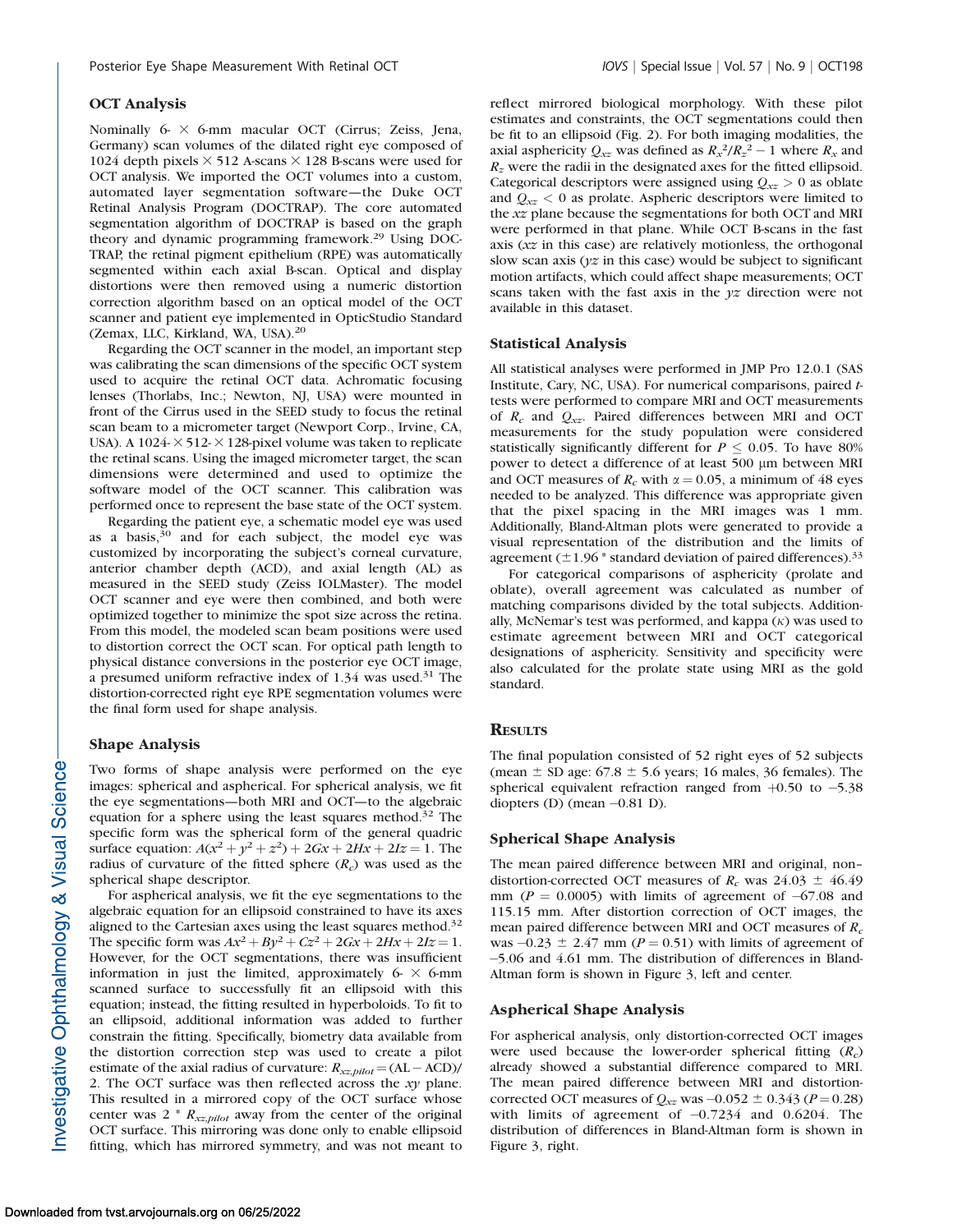### OCT Analysis

Nominally 6- × 6-mm macular OCT (Cirrus; Zeiss, Jena, Germany) scan volumes of the dilated right eye composed of 1024 depth pixels × 512 A-scans × 128 B-scans were used for OCT analysis. We imported the OCT volumes into a custom, automated layer segmentation software—the Duke OCT Retinal Analysis Program (DOCTRAP). The core automated segmentation algorithm of DOCTRAP is based on the graph theory and dynamic programming framework.[29] Using DOCTRAP, the retinal pigment epithelium (RPE) was automatically segmented within each axial B-scan. Optical and display distortions were then removed using a numeric distortion correction algorithm based on an optical model of the OCT scanner and patient eye implemented in OpticStudio Standard (Zemax, LLC, Kirkland, WA, USA).[20]

Regarding the OCT scanner in the model, an important step was calibrating the scan dimensions of the specific OCT system used to acquire the retinal OCT data. Achromatic focusing lenses (Thorlabs, Inc.; Newton, NJ, USA) were mounted in front of the Cirrus used in the SEED study to focus the retinal scan beam to a micrometer target (Newport Corp., Irvine, CA, USA). A 1024- × 512- × 128-pixel volume was taken to replicate the retinal scans. Using the imaged micrometer target, the scan dimensions were determined and used to optimize the software model of the OCT scanner. This calibration was performed once to represent the base state of the OCT system.

Regarding the patient eye, a schematic model eye was used as a basis,[30] and for each subject, the model eye was customized by incorporating the subject's corneal curvature, anterior chamber depth (ACD), and axial length (AL) as measured in the SEED study (Zeiss IOLMaster). The model OCT scanner and eye were then combined, and both were optimized together to minimize the spot size across the retina. From this model, the modeled scan beam positions were used to distortion correct the OCT scan. For optical path length to physical distance conversions in the posterior eye OCT image, a presumed uniform refractive index of 1.34 was used.[31] The distortion-corrected right eye RPE segmentation volumes were the final form used for shape analysis.

### Shape Analysis

Two forms of shape analysis were performed on the eye images: spherical and aspherical. For spherical analysis, we fit the eye segmentations—both MRI and OCT—to the algebraic equation for a sphere using the least squares method.[32] The specific form was the spherical form of the general quadric surface equation: $A(x^2 + y^2 + z^2) + 2Gx + 2Hx + 2Iz = 1$. The radius of curvature of the fitted sphere ($R_c$) was used as the spherical shape descriptor.

For aspherical analysis, we fit the eye segmentations to the algebraic equation for an ellipsoid constrained to have its axes aligned to the Cartesian axes using the least squares method.[32] The specific form was $Ax^2 + By^2 + Cz^2 + 2Gx + 2Hx + 2Iz = 1$. However, for the OCT segmentations, there was insufficient information in just the limited, approximately 6- × 6-mm scanned surface to successfully fit an ellipsoid with this equation; instead, the fitting resulted in hyperboloids. To fit to an ellipsoid, additional information was added to further constrain the fitting. Specifically, biometry data available from the distortion correction step was used to create a pilot estimate of the axial radius of curvature: $R_{xz,pilot} = (\text{AL} - \text{ACD})/2$. The OCT surface was then reflected across the $xy$ plane. This resulted in a mirrored copy of the OCT surface whose center was $2 * R_{xz,pilot}$ away from the center of the original OCT surface. This mirroring was done only to enable ellipsoid fitting, which has mirrored symmetry, and was not meant to reflect mirrored biological morphology. With these pilot estimates and constraints, the OCT segmentations could then be fit to an ellipsoid (Fig. 2). For both imaging modalities, the axial asphericity $Q_{xz}$ was defined as $R_x^2/R_z^2 - 1$ where $R_x$ and $R_z$ were the radii in the designated axes for the fitted ellipsoid. Categorical descriptors were assigned using $Q_{xz} > 0$ as oblate and $Q_{xz} < 0$ as prolate. Aspheric descriptors were limited to the $xz$ plane because the segmentations for both OCT and MRI were performed in that plane. While OCT B-scans in the fast axis ($xz$ in this case) are relatively motionless, the orthogonal slow scan axis ($yz$ in this case) would be subject to significant motion artifacts, which could affect shape measurements; OCT scans taken with the fast axis in the $yz$ direction were not available in this dataset.

### Statistical Analysis

All statistical analyses were performed in JMP Pro 12.0.1 (SAS Institute, Cary, NC, USA). For numerical comparisons, paired $t$-tests were performed to compare MRI and OCT measurements of $R_c$ and $Q_{xz}$. Paired differences between MRI and OCT measurements for the study population were considered statistically significantly different for $P \leq 0.05$. To have 80% power to detect a difference of at least 500 μm between MRI and OCT measures of $R_c$ with $\alpha = 0.05$, a minimum of 48 eyes needed to be analyzed. This difference was appropriate given that the pixel spacing in the MRI images was 1 mm. Additionally, Bland-Altman plots were generated to provide a visual representation of the distribution and the limits of agreement ($\pm 1.96$ * standard deviation of paired differences).[33]

For categorical comparisons of asphericity (prolate and oblate), overall agreement was calculated as number of matching comparisons divided by the total subjects. Additionally, McNemar's test was performed, and kappa ($\kappa$) was used to estimate agreement between MRI and OCT categorical designations of asphericity. Sensitivity and specificity were also calculated for the prolate state using MRI as the gold standard.

## Results

The final population consisted of 52 right eyes of 52 subjects (mean ± SD age: 67.8 ± 5.6 years; 16 males, 36 females). The spherical equivalent refraction ranged from +0.50 to −5.38 diopters (D) (mean −0.81 D).

### Spherical Shape Analysis

The mean paired difference between MRI and original, non–distortion-corrected OCT measures of $R_c$ was 24.03 ± 46.49 mm ($P = 0.0005$) with limits of agreement of −67.08 and 115.15 mm. After distortion correction of OCT images, the mean paired difference between MRI and OCT measures of $R_c$ was −0.23 ± 2.47 mm ($P = 0.51$) with limits of agreement of −5.06 and 4.61 mm. The distribution of differences in Bland-Altman form is shown in Figure 3, left and center.

### Aspherical Shape Analysis

For aspherical analysis, only distortion-corrected OCT images were used because the lower-order spherical fitting ($R_c$) already showed a substantial difference compared to MRI. The mean paired difference between MRI and distortion-corrected OCT measures of $Q_{xz}$ was −0.052 ± 0.343 ($P = 0.28$) with limits of agreement of −0.7234 and 0.6204. The distribution of differences in Bland-Altman form is shown in Figure 3, right.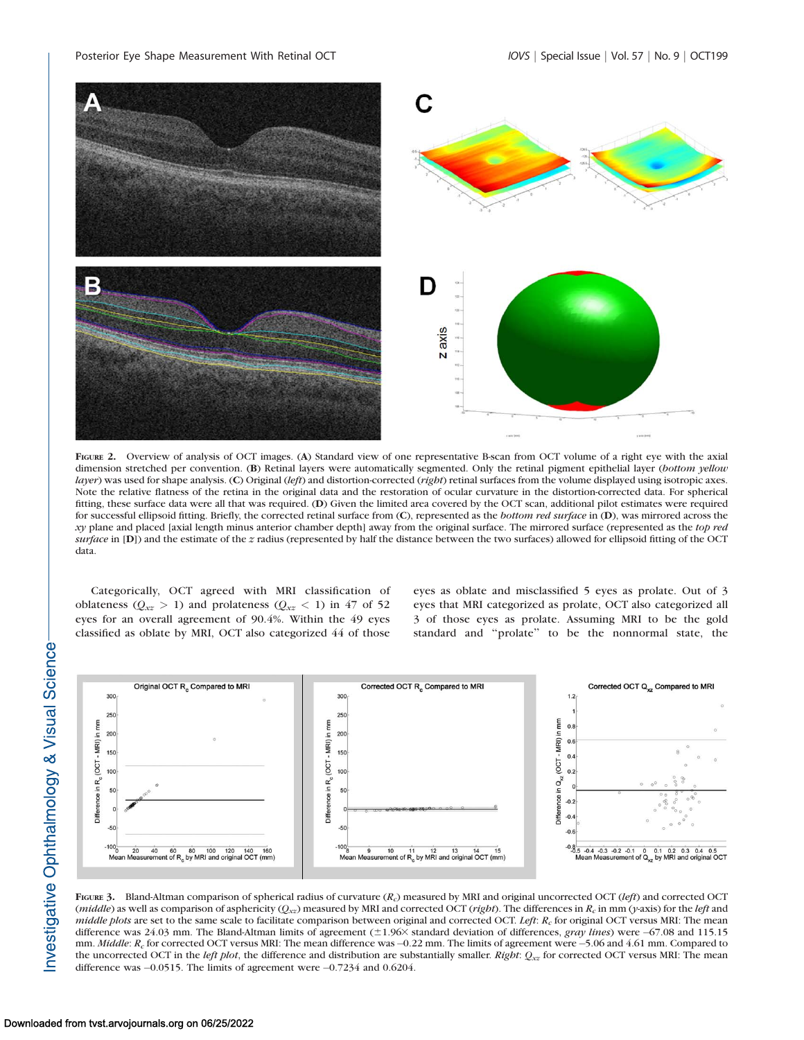FIGURE 2. Overview of analysis of OCT images. (**A**) Standard view of one representative B-scan from OCT volume of a right eye with the axial dimension stretched per convention. (**B**) Retinal layers were automatically segmented. Only the retinal pigment epithelial layer (*bottom yellow layer*) was used for shape analysis. (**C**) Original (*left*) and distortion-corrected (*right*) retinal surfaces from the volume displayed using isotropic axes. Note the relative flatness of the retina in the original data and the restoration of ocular curvature in the distortion-corrected data. For spherical fitting, these surface data were all that was required. (**D**) Given the limited area covered by the OCT scan, additional pilot estimates were required for successful ellipsoid fitting. Briefly, the corrected retinal surface from (**C**), represented as the *bottom red surface* in (**D**), was mirrored across the *xy* plane and placed [axial length minus anterior chamber depth] away from the original surface. The mirrored surface (represented as the *top red surface* in [**D**]) and the estimate of the *z* radius (represented by half the distance between the two surfaces) allowed for ellipsoid fitting of the OCT data.

Categorically, OCT agreed with MRI classification of oblateness ($Q_{xz} > 1$) and prolateness ($Q_{xz} < 1$) in 47 of 52 eyes for an overall agreement of 90.4%. Within the 49 eyes classified as oblate by MRI, OCT also categorized 44 of those eyes as oblate and misclassified 5 eyes as prolate. Out of 3 eyes that MRI categorized as prolate, OCT also categorized all 3 of those eyes as prolate. Assuming MRI to be the gold standard and "prolate" to be the nonnormal state, the

FIGURE 3. Bland-Altman comparison of spherical radius of curvature ($R_c$) measured by MRI and original uncorrected OCT (*left*) and corrected OCT (*middle*) as well as comparison of asphericity ($Q_{xz}$) measured by MRI and corrected OCT (*right*). The differences in $R_c$ in mm (*y*-axis) for the *left* and *middle plots* are set to the same scale to facilitate comparison between original and corrected OCT. *Left*: $R_c$ for original OCT versus MRI: The mean difference was 24.03 mm. The Bland-Altman limits of agreement (±1.96× standard deviation of differences, *gray lines*) were −67.08 and 115.15 mm. *Middle*: $R_c$ for corrected OCT versus MRI: The mean difference was −0.22 mm. The limits of agreement were −5.06 and 4.61 mm. Compared to the uncorrected OCT in the *left plot*, the difference and distribution are substantially smaller. *Right*: $Q_{xz}$ for corrected OCT versus MRI: The mean difference was −0.0515. The limits of agreement were −0.7234 and 0.6204.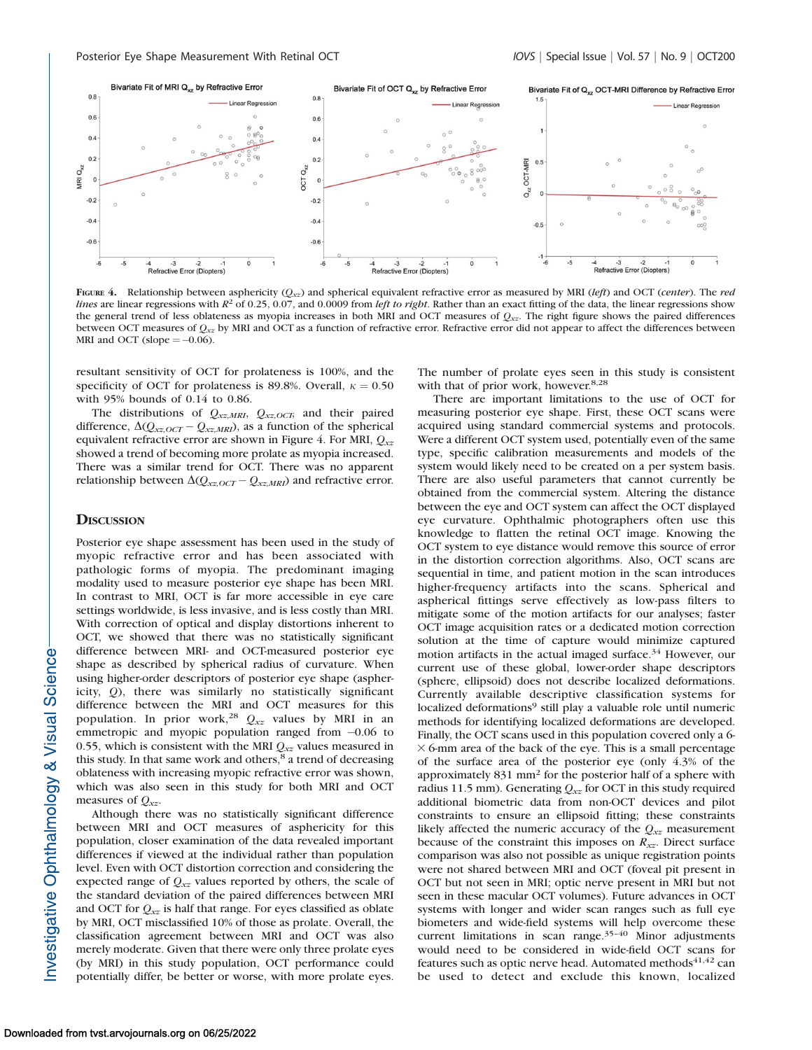**Figure 4.** Relationship between asphericity ($Q_{xz}$) and spherical equivalent refractive error as measured by MRI (*left*) and OCT (*center*). The *red lines* are linear regressions with $R^2$ of 0.25, 0.07, and 0.0009 from *left to right*. Rather than an exact fitting of the data, the linear regressions show the general trend of less oblateness as myopia increases in both MRI and OCT measures of $Q_{xz}$. The right figure shows the paired differences between OCT measures of $Q_{xz}$ by MRI and OCT as a function of refractive error. Refractive error did not appear to affect the differences between MRI and OCT (slope = –0.06).

resultant sensitivity of OCT for prolateness is 100%, and the specificity of OCT for prolateness is 89.8%. Overall, $\kappa = 0.50$ with 95% bounds of 0.14 to 0.86.

The distributions of $Q_{xz,MRI}$, $Q_{xz,OCT}$, and their paired difference, $\Delta(Q_{xz,OCT} - Q_{xz,MRI})$, as a function of the spherical equivalent refractive error are shown in Figure 4. For MRI, $Q_{xz}$ showed a trend of becoming more prolate as myopia increased. There was a similar trend for OCT. There was no apparent relationship between $\Delta(Q_{xz,OCT} - Q_{xz,MRI})$ and refractive error.

## Discussion

Posterior eye shape assessment has been used in the study of myopic refractive error and has been associated with pathologic forms of myopia. The predominant imaging modality used to measure posterior eye shape has been MRI. In contrast to MRI, OCT is far more accessible in eye care settings worldwide, is less invasive, and is less costly than MRI. With correction of optical and display distortions inherent to OCT, we showed that there was no statistically significant difference between MRI- and OCT-measured posterior eye shape as described by spherical radius of curvature. When using higher-order descriptors of posterior eye shape (asphericity, $Q$), there was similarly no statistically significant difference between the MRI and OCT measures for this population. In prior work,[28] $Q_{xz}$ values by MRI in an emmetropic and myopic population ranged from –0.06 to 0.55, which is consistent with the MRI $Q_{xz}$ values measured in this study. In that same work and others,[8] a trend of decreasing oblateness with increasing myopic refractive error was shown, which was also seen in this study for both MRI and OCT measures of $Q_{xz}$.

Although there was no statistically significant difference between MRI and OCT measures of asphericity for this population, closer examination of the data revealed important differences if viewed at the individual rather than population level. Even with OCT distortion correction and considering the expected range of $Q_{xz}$ values reported by others, the scale of the standard deviation of the paired differences between MRI and OCT for $Q_{xz}$ is half that range. For eyes classified as oblate by MRI, OCT misclassified 10% of those as prolate. Overall, the classification agreement between MRI and OCT was also merely moderate. Given that there were only three prolate eyes (by MRI) in this study population, OCT performance could potentially differ, be better or worse, with more prolate eyes. The number of prolate eyes seen in this study is consistent with that of prior work, however.[8,28]

There are important limitations to the use of OCT for measuring posterior eye shape. First, these OCT scans were acquired using standard commercial systems and protocols. Were a different OCT system used, potentially even of the same type, specific calibration measurements and models of the system would likely need to be created on a per system basis. There are also useful parameters that cannot currently be obtained from the commercial system. Altering the distance between the eye and OCT system can affect the OCT displayed eye curvature. Ophthalmic photographers often use this knowledge to flatten the retinal OCT image. Knowing the OCT system to eye distance would remove this source of error in the distortion correction algorithms. Also, OCT scans are sequential in time, and patient motion in the scan introduces higher-frequency artifacts into the scans. Spherical and aspherical fittings serve effectively as low-pass filters to mitigate some of the motion artifacts for our analyses; faster OCT image acquisition rates or a dedicated motion correction solution at the time of capture would minimize captured motion artifacts in the actual imaged surface.[34] However, our current use of these global, lower-order shape descriptors (sphere, ellipsoid) does not describe localized deformations. Currently available descriptive classification systems for localized deformations[9] still play a valuable role until numeric methods for identifying localized deformations are developed. Finally, the OCT scans used in this population covered only a 6- × 6-mm area of the back of the eye. This is a small percentage of the surface area of the posterior eye (only 4.3% of the approximately 831 mm² for the posterior half of a sphere with radius 11.5 mm). Generating $Q_{xz}$ for OCT in this study required additional biometric data from non-OCT devices and pilot constraints to ensure an ellipsoid fitting; these constraints likely affected the numeric accuracy of the $Q_{xz}$ measurement because of the constraint this imposes on $R_{xz}$. Direct surface comparison was also not possible as unique registration points were not shared between MRI and OCT (foveal pit present in OCT but not seen in MRI; optic nerve present in MRI but not seen in these macular OCT volumes). Future advances in OCT systems with longer and wider scan ranges such as full eye biometers and wide-field systems will help overcome these current limitations in scan range.[35–40] Minor adjustments would need to be considered in wide-field OCT scans for features such as optic nerve head. Automated methods[41,42] can be used to detect and exclude this known, localized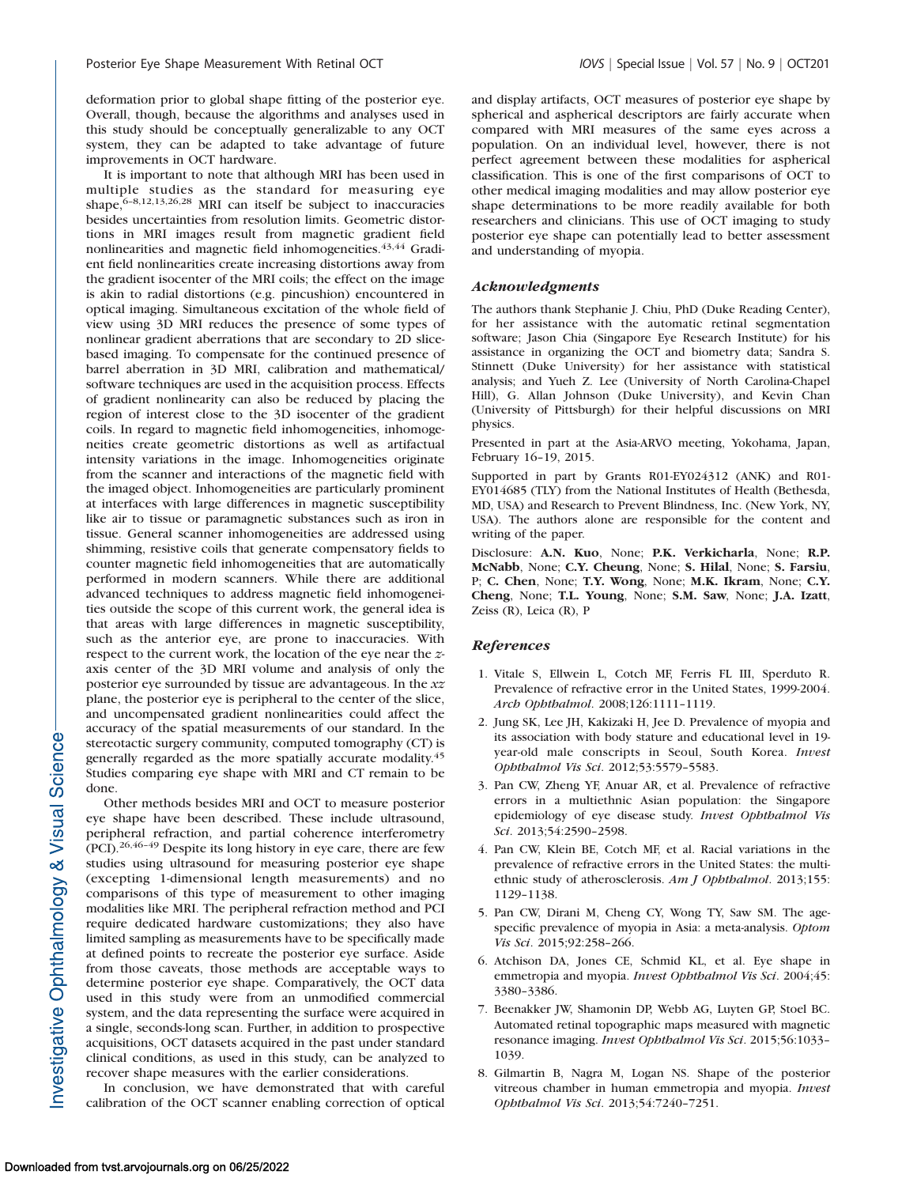deformation prior to global shape fitting of the posterior eye. Overall, though, because the algorithms and analyses used in this study should be conceptually generalizable to any OCT system, they can be adapted to take advantage of future improvements in OCT hardware.

It is important to note that although MRI has been used in multiple studies as the standard for measuring eye shape,[6–8,12,13,26,28] MRI can itself be subject to inaccuracies besides uncertainties from resolution limits. Geometric distortions in MRI images result from magnetic gradient field nonlinearities and magnetic field inhomogeneities.[43,44] Gradient field nonlinearities create increasing distortions away from the gradient isocenter of the MRI coils; the effect on the image is akin to radial distortions (e.g. pincushion) encountered in optical imaging. Simultaneous excitation of the whole field of view using 3D MRI reduces the presence of some types of nonlinear gradient aberrations that are secondary to 2D slice-based imaging. To compensate for the continued presence of barrel aberration in 3D MRI, calibration and mathematical/software techniques are used in the acquisition process. Effects of gradient nonlinearity can also be reduced by placing the region of interest close to the 3D isocenter of the gradient coils. In regard to magnetic field inhomogeneities, inhomogeneities create geometric distortions as well as artifactual intensity variations in the image. Inhomogeneities originate from the scanner and interactions of the magnetic field with the imaged object. Inhomogeneities are particularly prominent at interfaces with large differences in magnetic susceptibility like air to tissue or paramagnetic substances such as iron in tissue. General scanner inhomogeneities are addressed using shimming, resistive coils that generate compensatory fields to counter magnetic field inhomogeneities that are automatically performed in modern scanners. While there are additional advanced techniques to address magnetic field inhomogeneities outside the scope of this current work, the general idea is that areas with large differences in magnetic susceptibility, such as the anterior eye, are prone to inaccuracies. With respect to the current work, the location of the eye near the $z$-axis center of the 3D MRI volume and analysis of only the posterior eye surrounded by tissue are advantageous. In the $xz$ plane, the posterior eye is peripheral to the center of the slice, and uncompensated gradient nonlinearities could affect the accuracy of the spatial measurements of our standard. In the stereotactic surgery community, computed tomography (CT) is generally regarded as the more spatially accurate modality.[45] Studies comparing eye shape with MRI and CT remain to be done.

Other methods besides MRI and OCT to measure posterior eye shape have been described. These include ultrasound, peripheral refraction, and partial coherence interferometry (PCI).[26,46–49] Despite its long history in eye care, there are few studies using ultrasound for measuring posterior eye shape (excepting 1-dimensional length measurements) and no comparisons of this type of measurement to other imaging modalities like MRI. The peripheral refraction method and PCI require dedicated hardware customizations; they also have limited sampling as measurements have to be specifically made at defined points to recreate the posterior eye surface. Aside from those caveats, those methods are acceptable ways to determine posterior eye shape. Comparatively, the OCT data used in this study were from an unmodified commercial system, and the data representing the surface were acquired in a single, seconds-long scan. Further, in addition to prospective acquisitions, OCT datasets acquired in the past under standard clinical conditions, as used in this study, can be analyzed to recover shape measures with the earlier considerations.

In conclusion, we have demonstrated that with careful calibration of the OCT scanner enabling correction of optical and display artifacts, OCT measures of posterior eye shape by spherical and aspherical descriptors are fairly accurate when compared with MRI measures of the same eyes across a population. On an individual level, however, there is not perfect agreement between these modalities for aspherical classification. This is one of the first comparisons of OCT to other medical imaging modalities and may allow posterior eye shape determinations to be more readily available for both researchers and clinicians. This use of OCT imaging to study posterior eye shape can potentially lead to better assessment and understanding of myopia.

## *Acknowledgments*

The authors thank Stephanie J. Chiu, PhD (Duke Reading Center), for her assistance with the automatic retinal segmentation software; Jason Chia (Singapore Eye Research Institute) for his assistance in organizing the OCT and biometry data; Sandra S. Stinnett (Duke University) for her assistance with statistical analysis; and Yueh Z. Lee (University of North Carolina-Chapel Hill), G. Allan Johnson (Duke University), and Kevin Chan (University of Pittsburgh) for their helpful discussions on MRI physics.

Presented in part at the Asia-ARVO meeting, Yokohama, Japan, February 16–19, 2015.

Supported in part by Grants R01-EY024312 (ANK) and R01-EY014685 (TLY) from the National Institutes of Health (Bethesda, MD, USA) and Research to Prevent Blindness, Inc. (New York, NY, USA). The authors alone are responsible for the content and writing of the paper.

Disclosure: **A.N. Kuo**, None; **P.K. Verkicharla**, None; **R.P. McNabb**, None; **C.Y. Cheung**, None; **S. Hilal**, None; **S. Farsiu**, P; **C. Chen**, None; **T.Y. Wong**, None; **M.K. Ikram**, None; **C.Y. Cheng**, None; **T.L. Young**, None; **S.M. Saw**, None; **J.A. Izatt**, Zeiss (R), Leica (R), P

## *References*

1. Vitale S, Ellwein L, Cotch MF, Ferris FL III, Sperduto R. Prevalence of refractive error in the United States, 1999-2004. *Arch Ophthalmol*. 2008;126:1111–1119.
2. Jung SK, Lee JH, Kakizaki H, Jee D. Prevalence of myopia and its association with body stature and educational level in 19-year-old male conscripts in Seoul, South Korea. *Invest Ophthalmol Vis Sci*. 2012;53:5579–5583.
3. Pan CW, Zheng YF, Anuar AR, et al. Prevalence of refractive errors in a multiethnic Asian population: the Singapore epidemiology of eye disease study. *Invest Ophthalmol Vis Sci*. 2013;54:2590–2598.
4. Pan CW, Klein BE, Cotch MF, et al. Racial variations in the prevalence of refractive errors in the United States: the multi-ethnic study of atherosclerosis. *Am J Ophthalmol*. 2013;155:1129–1138.
5. Pan CW, Dirani M, Cheng CY, Wong TY, Saw SM. The age-specific prevalence of myopia in Asia: a meta-analysis. *Optom Vis Sci*. 2015;92:258–266.
6. Atchison DA, Jones CE, Schmid KL, et al. Eye shape in emmetropia and myopia. *Invest Ophthalmol Vis Sci*. 2004;45:3380–3386.
7. Beenakker JW, Shamonin DP, Webb AG, Luyten GP, Stoel BC. Automated retinal topographic maps measured with magnetic resonance imaging. *Invest Ophthalmol Vis Sci*. 2015;56:1033–1039.
8. Gilmartin B, Nagra M, Logan NS. Shape of the posterior vitreous chamber in human emmetropia and myopia. *Invest Ophthalmol Vis Sci*. 2013;54:7240–7251.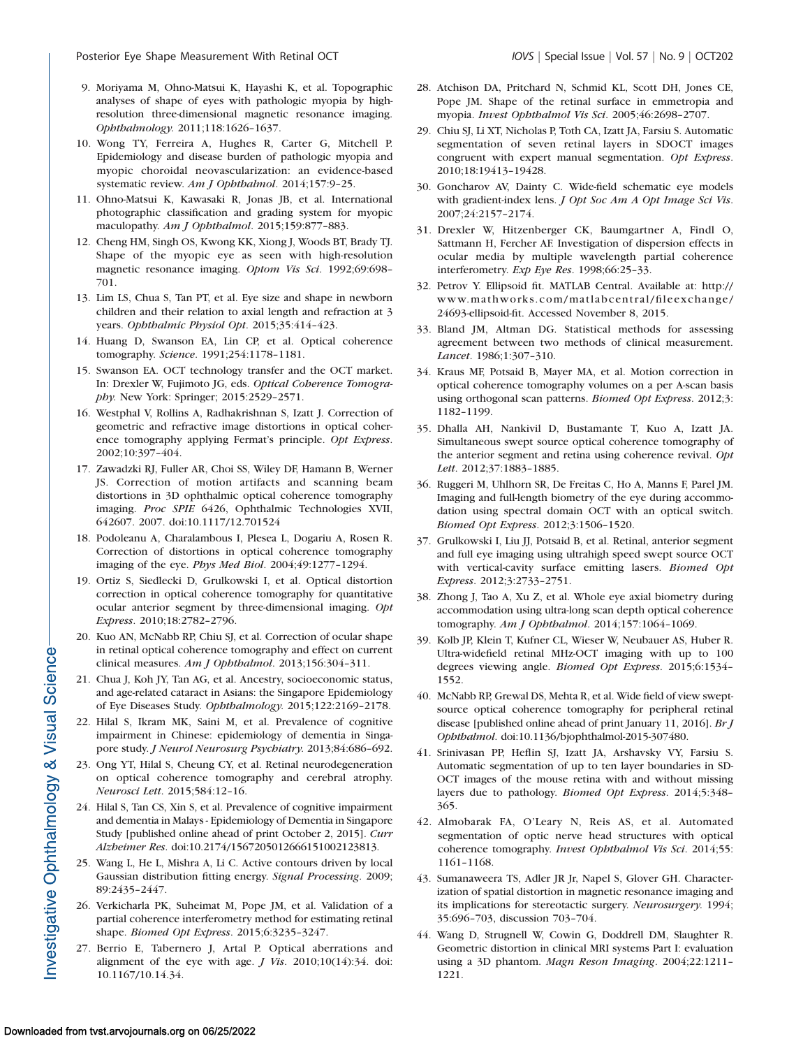9. Moriyama M, Ohno-Matsui K, Hayashi K, et al. Topographic analyses of shape of eyes with pathologic myopia by high-resolution three-dimensional magnetic resonance imaging. *Ophthalmology.* 2011;118:1626–1637.
10. Wong TY, Ferreira A, Hughes R, Carter G, Mitchell P. Epidemiology and disease burden of pathologic myopia and myopic choroidal neovascularization: an evidence-based systematic review. *Am J Ophthalmol*. 2014;157:9–25.
11. Ohno-Matsui K, Kawasaki R, Jonas JB, et al. International photographic classification and grading system for myopic maculopathy. *Am J Ophthalmol*. 2015;159:877–883.
12. Cheng HM, Singh OS, Kwong KK, Xiong J, Woods BT, Brady TJ. Shape of the myopic eye as seen with high-resolution magnetic resonance imaging. *Optom Vis Sci*. 1992;69:698–701.
13. Lim LS, Chua S, Tan PT, et al. Eye size and shape in newborn children and their relation to axial length and refraction at 3 years. *Ophthalmic Physiol Opt*. 2015;35:414–423.
14. Huang D, Swanson EA, Lin CP, et al. Optical coherence tomography. *Science*. 1991;254:1178–1181.
15. Swanson EA. OCT technology transfer and the OCT market. In: Drexler W, Fujimoto JG, eds. *Optical Coherence Tomography*. New York: Springer; 2015:2529–2571.
16. Westphal V, Rollins A, Radhakrishnan S, Izatt J. Correction of geometric and refractive image distortions in optical coherence tomography applying Fermat's principle. *Opt Express*. 2002;10:397–404.
17. Zawadzki RJ, Fuller AR, Choi SS, Wiley DF, Hamann B, Werner JS. Correction of motion artifacts and scanning beam distortions in 3D ophthalmic optical coherence tomography imaging. *Proc SPIE* 6426, Ophthalmic Technologies XVII, 642607. 2007. doi:10.1117/12.701524
18. Podoleanu A, Charalambous I, Plesea L, Dogariu A, Rosen R. Correction of distortions in optical coherence tomography imaging of the eye. *Phys Med Biol*. 2004;49:1277–1294.
19. Ortiz S, Siedlecki D, Grulkowski I, et al. Optical distortion correction in optical coherence tomography for quantitative ocular anterior segment by three-dimensional imaging. *Opt Express*. 2010;18:2782–2796.
20. Kuo AN, McNabb RP, Chiu SJ, et al. Correction of ocular shape in retinal optical coherence tomography and effect on current clinical measures. *Am J Ophthalmol*. 2013;156:304–311.
21. Chua J, Koh JY, Tan AG, et al. Ancestry, socioeconomic status, and age-related cataract in Asians: the Singapore Epidemiology of Eye Diseases Study. *Ophthalmology.* 2015;122:2169–2178.
22. Hilal S, Ikram MK, Saini M, et al. Prevalence of cognitive impairment in Chinese: epidemiology of dementia in Singapore study. *J Neurol Neurosurg Psychiatry.* 2013;84:686–692.
23. Ong YT, Hilal S, Cheung CY, et al. Retinal neurodegeneration on optical coherence tomography and cerebral atrophy. *Neurosci Lett*. 2015;584:12–16.
24. Hilal S, Tan CS, Xin S, et al. Prevalence of cognitive impairment and dementia in Malays - Epidemiology of Dementia in Singapore Study [published online ahead of print October 2, 2015]. *Curr Alzheimer Res*. doi:10.2174/1567205012666151002123813.
25. Wang L, He L, Mishra A, Li C. Active contours driven by local Gaussian distribution fitting energy. *Signal Processing*. 2009; 89:2435–2447.
26. Verkicharla PK, Suheimat M, Pope JM, et al. Validation of a partial coherence interferometry method for estimating retinal shape. *Biomed Opt Express*. 2015;6:3235–3247.
27. Berrio E, Tabernero J, Artal P. Optical aberrations and alignment of the eye with age. *J Vis*. 2010;10(14):34. doi: 10.1167/10.14.34.
28. Atchison DA, Pritchard N, Schmid KL, Scott DH, Jones CE, Pope JM. Shape of the retinal surface in emmetropia and myopia. *Invest Ophthalmol Vis Sci*. 2005;46:2698–2707.
29. Chiu SJ, Li XT, Nicholas P, Toth CA, Izatt JA, Farsiu S. Automatic segmentation of seven retinal layers in SDOCT images congruent with expert manual segmentation. *Opt Express*. 2010;18:19413–19428.
30. Goncharov AV, Dainty C. Wide-field schematic eye models with gradient-index lens. *J Opt Soc Am A Opt Image Sci Vis*. 2007;24:2157–2174.
31. Drexler W, Hitzenberger CK, Baumgartner A, Findl O, Sattmann H, Fercher AF. Investigation of dispersion effects in ocular media by multiple wavelength partial coherence interferometry. *Exp Eye Res*. 1998;66:25–33.
32. Petrov Y. Ellipsoid fit. MATLAB Central. Available at: http://www.mathworks.com/matlabcentral/fileexchange/24693-ellipsoid-fit. Accessed November 8, 2015.
33. Bland JM, Altman DG. Statistical methods for assessing agreement between two methods of clinical measurement. *Lancet*. 1986;1:307–310.
34. Kraus MF, Potsaid B, Mayer MA, et al. Motion correction in optical coherence tomography volumes on a per A-scan basis using orthogonal scan patterns. *Biomed Opt Express*. 2012;3: 1182–1199.
35. Dhalla AH, Nankivil D, Bustamante T, Kuo A, Izatt JA. Simultaneous swept source optical coherence tomography of the anterior segment and retina using coherence revival. *Opt Lett*. 2012;37:1883–1885.
36. Ruggeri M, Uhlhorn SR, De Freitas C, Ho A, Manns F, Parel JM. Imaging and full-length biometry of the eye during accommodation using spectral domain OCT with an optical switch. *Biomed Opt Express*. 2012;3:1506–1520.
37. Grulkowski I, Liu JJ, Potsaid B, et al. Retinal, anterior segment and full eye imaging using ultrahigh speed swept source OCT with vertical-cavity surface emitting lasers. *Biomed Opt Express*. 2012;3:2733–2751.
38. Zhong J, Tao A, Xu Z, et al. Whole eye axial biometry during accommodation using ultra-long scan depth optical coherence tomography. *Am J Ophthalmol*. 2014;157:1064–1069.
39. Kolb JP, Klein T, Kufner CL, Wieser W, Neubauer AS, Huber R. Ultra-widefield retinal MHz-OCT imaging with up to 100 degrees viewing angle. *Biomed Opt Express.* 2015;6:1534–1552.
40. McNabb RP, Grewal DS, Mehta R, et al. Wide field of view swept-source optical coherence tomography for peripheral retinal disease [published online ahead of print January 11, 2016]. *Br J Ophthalmol*. doi:10.1136/bjophthalmol-2015-307480.
41. Srinivasan PP, Heflin SJ, Izatt JA, Arshavsky VY, Farsiu S. Automatic segmentation of up to ten layer boundaries in SD-OCT images of the mouse retina with and without missing layers due to pathology. *Biomed Opt Express*. 2014;5:348–365.
42. Almobarak FA, O'Leary N, Reis AS, et al. Automated segmentation of optic nerve head structures with optical coherence tomography. *Invest Ophthalmol Vis Sci*. 2014;55: 1161–1168.
43. Sumanaweera TS, Adler JR Jr, Napel S, Glover GH. Characterization of spatial distortion in magnetic resonance imaging and its implications for stereotactic surgery. *Neurosurgery.* 1994; 35:696–703, discussion 703–704.
44. Wang D, Strugnell W, Cowin G, Doddrell DM, Slaughter R. Geometric distortion in clinical MRI systems Part I: evaluation using a 3D phantom. *Magn Reson Imaging*. 2004;22:1211–1221.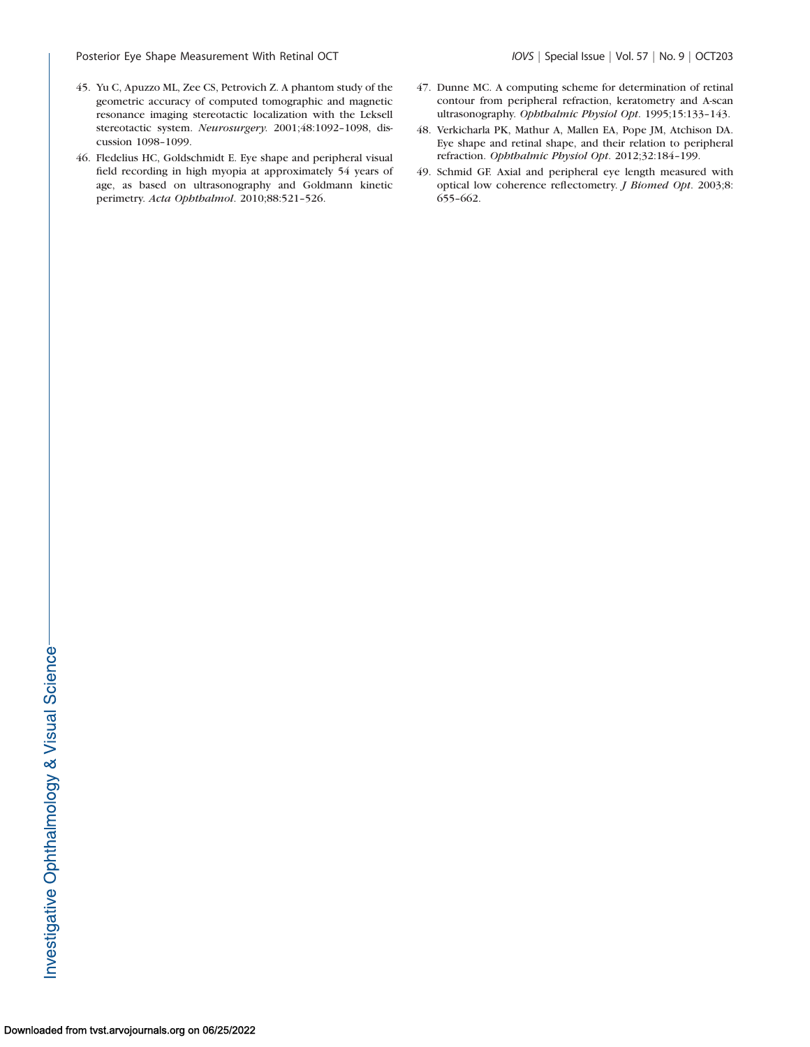45. Yu C, Apuzzo ML, Zee CS, Petrovich Z. A phantom study of the geometric accuracy of computed tomographic and magnetic resonance imaging stereotactic localization with the Leksell stereotactic system. *Neurosurgery.* 2001;48:1092–1098, discussion 1098–1099.
46. Fledelius HC, Goldschmidt E. Eye shape and peripheral visual field recording in high myopia at approximately 54 years of age, as based on ultrasonography and Goldmann kinetic perimetry. *Acta Ophthalmol*. 2010;88:521–526.
47. Dunne MC. A computing scheme for determination of retinal contour from peripheral refraction, keratometry and A-scan ultrasonography. *Ophthalmic Physiol Opt*. 1995;15:133–143.
48. Verkicharla PK, Mathur A, Mallen EA, Pope JM, Atchison DA. Eye shape and retinal shape, and their relation to peripheral refraction. *Ophthalmic Physiol Opt*. 2012;32:184–199.
49. Schmid GF. Axial and peripheral eye length measured with optical low coherence reflectometry. *J Biomed Opt*. 2003;8:655–662.